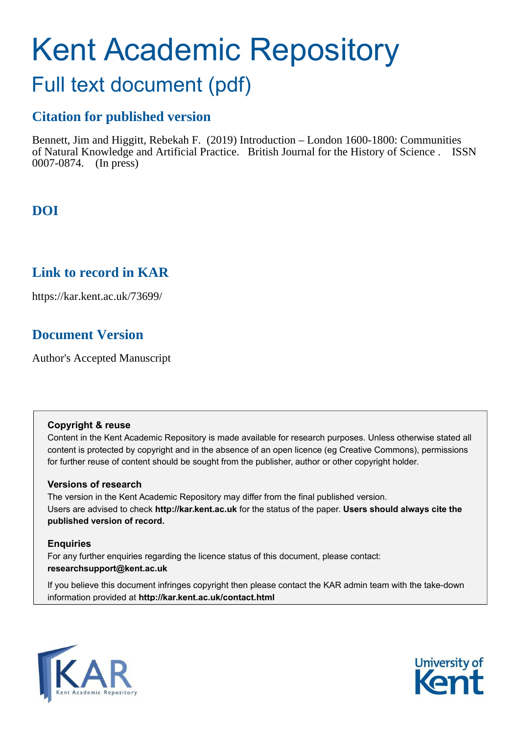# Kent Academic Repository

## Full text document (pdf)

### Citation for published version

Bennett, Jim and Higgitt, Rebekah F. (2019) Introduction – London 1600-1800: Communities of Natural Knowledge and Artificial Practice. British Journal for the History of Science . ISSN 0007-0874. (In press)

### DOI

### Link to record in KAR

https://kar.kent.ac.uk/73699/

### Document Version

Author's Accepted Manuscript

**Copyright & reuse**

Content in the Kent Academic Repository is made available for research purposes. Unless otherwise stated all content is protected by copyright and in the absence of an open licence (eg Creative Commons), permissions for further reuse of content should be sought from the publisher, author or other copyright holder.

**Versions of research**

The version in the Kent Academic Repository may differ from the final published version. Users are advised to check **http://kar.kent.ac.uk** for the status of the paper. **Users should always cite the published version of record.**

**Enquiries**

For any further enquiries regarding the licence status of this document, please contact: **researchsupport@kent.ac.uk**

If you believe this document infringes copyright then please contact the KAR admin team with the take-down information provided at **http://kar.kent.ac.uk/contact.html**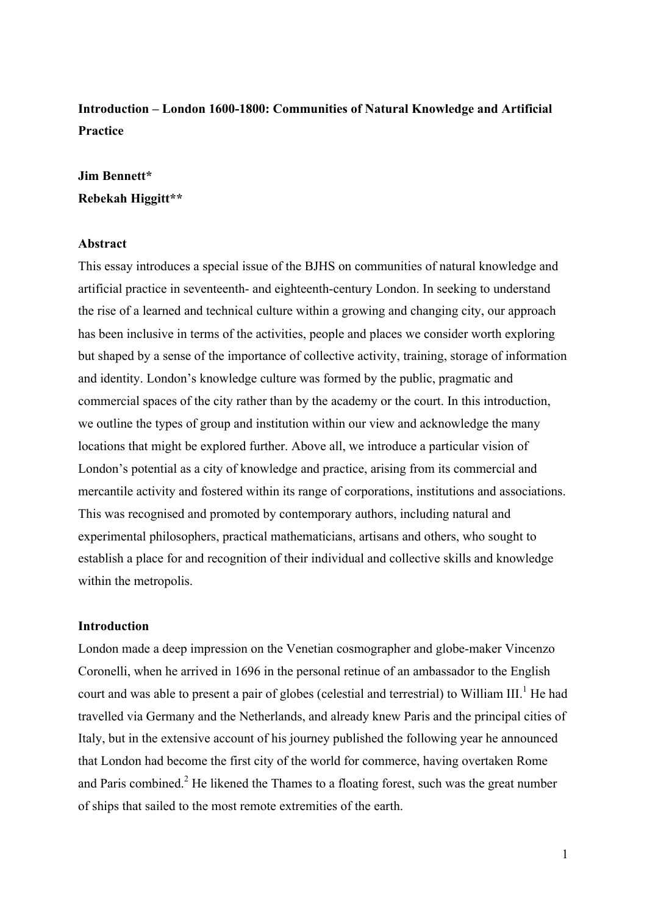**Introduction – London 1600-1800: Communities of Natural Knowledge and Artificial Practice**

**Jim Bennett***
**Rebekah Higgitt****

**Abstract**

This essay introduces a special issue of the BJHS on communities of natural knowledge and artificial practice in seventeenth- and eighteenth-century London. In seeking to understand the rise of a learned and technical culture within a growing and changing city, our approach has been inclusive in terms of the activities, people and places we consider worth exploring but shaped by a sense of the importance of collective activity, training, storage of information and identity. London's knowledge culture was formed by the public, pragmatic and commercial spaces of the city rather than by the academy or the court. In this introduction, we outline the types of group and institution within our view and acknowledge the many locations that might be explored further. Above all, we introduce a particular vision of London's potential as a city of knowledge and practice, arising from its commercial and mercantile activity and fostered within its range of corporations, institutions and associations. This was recognised and promoted by contemporary authors, including natural and experimental philosophers, practical mathematicians, artisans and others, who sought to establish a place for and recognition of their individual and collective skills and knowledge within the metropolis.

**Introduction**

London made a deep impression on the Venetian cosmographer and globe-maker Vincenzo Coronelli, when he arrived in 1696 in the personal retinue of an ambassador to the English court and was able to present a pair of globes (celestial and terrestrial) to William III.[1] He had travelled via Germany and the Netherlands, and already knew Paris and the principal cities of Italy, but in the extensive account of his journey published the following year he announced that London had become the first city of the world for commerce, having overtaken Rome and Paris combined.[2] He likened the Thames to a floating forest, such was the great number of ships that sailed to the most remote extremities of the earth.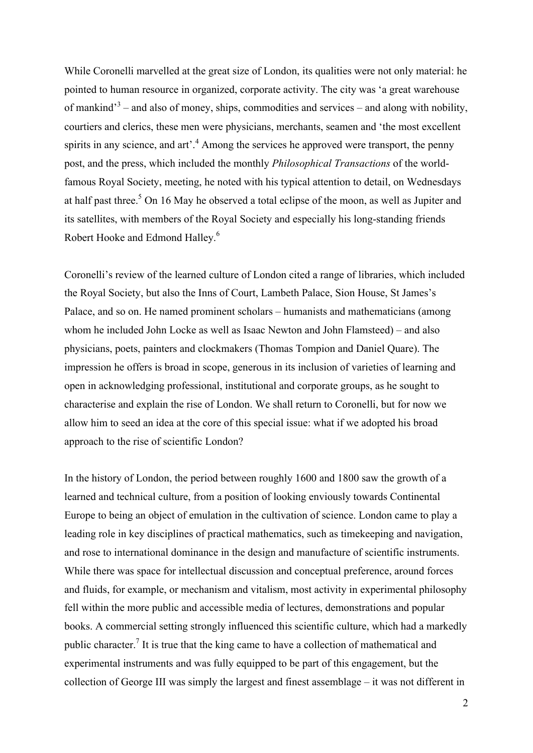While Coronelli marvelled at the great size of London, its qualities were not only material: he pointed to human resource in organized, corporate activity. The city was 'a great warehouse of mankind'[3] – and also of money, ships, commodities and services – and along with nobility, courtiers and clerics, these men were physicians, merchants, seamen and 'the most excellent spirits in any science, and art'.[4] Among the services he approved were transport, the penny post, and the press, which included the monthly *Philosophical Transactions* of the world-famous Royal Society, meeting, he noted with his typical attention to detail, on Wednesdays at half past three.[5] On 16 May he observed a total eclipse of the moon, as well as Jupiter and its satellites, with members of the Royal Society and especially his long-standing friends Robert Hooke and Edmond Halley.[6]

Coronelli's review of the learned culture of London cited a range of libraries, which included the Royal Society, but also the Inns of Court, Lambeth Palace, Sion House, St James's Palace, and so on. He named prominent scholars – humanists and mathematicians (among whom he included John Locke as well as Isaac Newton and John Flamsteed) – and also physicians, poets, painters and clockmakers (Thomas Tompion and Daniel Quare). The impression he offers is broad in scope, generous in its inclusion of varieties of learning and open in acknowledging professional, institutional and corporate groups, as he sought to characterise and explain the rise of London. We shall return to Coronelli, but for now we allow him to seed an idea at the core of this special issue: what if we adopted his broad approach to the rise of scientific London?

In the history of London, the period between roughly 1600 and 1800 saw the growth of a learned and technical culture, from a position of looking enviously towards Continental Europe to being an object of emulation in the cultivation of science. London came to play a leading role in key disciplines of practical mathematics, such as timekeeping and navigation, and rose to international dominance in the design and manufacture of scientific instruments. While there was space for intellectual discussion and conceptual preference, around forces and fluids, for example, or mechanism and vitalism, most activity in experimental philosophy fell within the more public and accessible media of lectures, demonstrations and popular books. A commercial setting strongly influenced this scientific culture, which had a markedly public character.[7] It is true that the king came to have a collection of mathematical and experimental instruments and was fully equipped to be part of this engagement, but the collection of George III was simply the largest and finest assemblage – it was not different in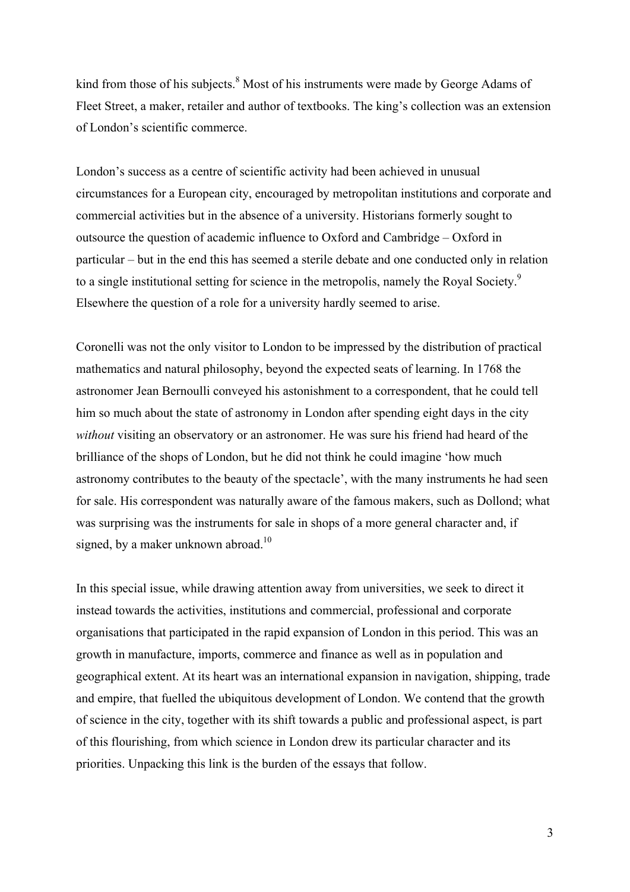kind from those of his subjects.[8] Most of his instruments were made by George Adams of Fleet Street, a maker, retailer and author of textbooks. The king's collection was an extension of London's scientific commerce.

London's success as a centre of scientific activity had been achieved in unusual circumstances for a European city, encouraged by metropolitan institutions and corporate and commercial activities but in the absence of a university. Historians formerly sought to outsource the question of academic influence to Oxford and Cambridge – Oxford in particular – but in the end this has seemed a sterile debate and one conducted only in relation to a single institutional setting for science in the metropolis, namely the Royal Society.[9] Elsewhere the question of a role for a university hardly seemed to arise.

Coronelli was not the only visitor to London to be impressed by the distribution of practical mathematics and natural philosophy, beyond the expected seats of learning. In 1768 the astronomer Jean Bernoulli conveyed his astonishment to a correspondent, that he could tell him so much about the state of astronomy in London after spending eight days in the city *without* visiting an observatory or an astronomer. He was sure his friend had heard of the brilliance of the shops of London, but he did not think he could imagine 'how much astronomy contributes to the beauty of the spectacle', with the many instruments he had seen for sale. His correspondent was naturally aware of the famous makers, such as Dollond; what was surprising was the instruments for sale in shops of a more general character and, if signed, by a maker unknown abroad.[10]

In this special issue, while drawing attention away from universities, we seek to direct it instead towards the activities, institutions and commercial, professional and corporate organisations that participated in the rapid expansion of London in this period. This was an growth in manufacture, imports, commerce and finance as well as in population and geographical extent. At its heart was an international expansion in navigation, shipping, trade and empire, that fuelled the ubiquitous development of London. We contend that the growth of science in the city, together with its shift towards a public and professional aspect, is part of this flourishing, from which science in London drew its particular character and its priorities. Unpacking this link is the burden of the essays that follow.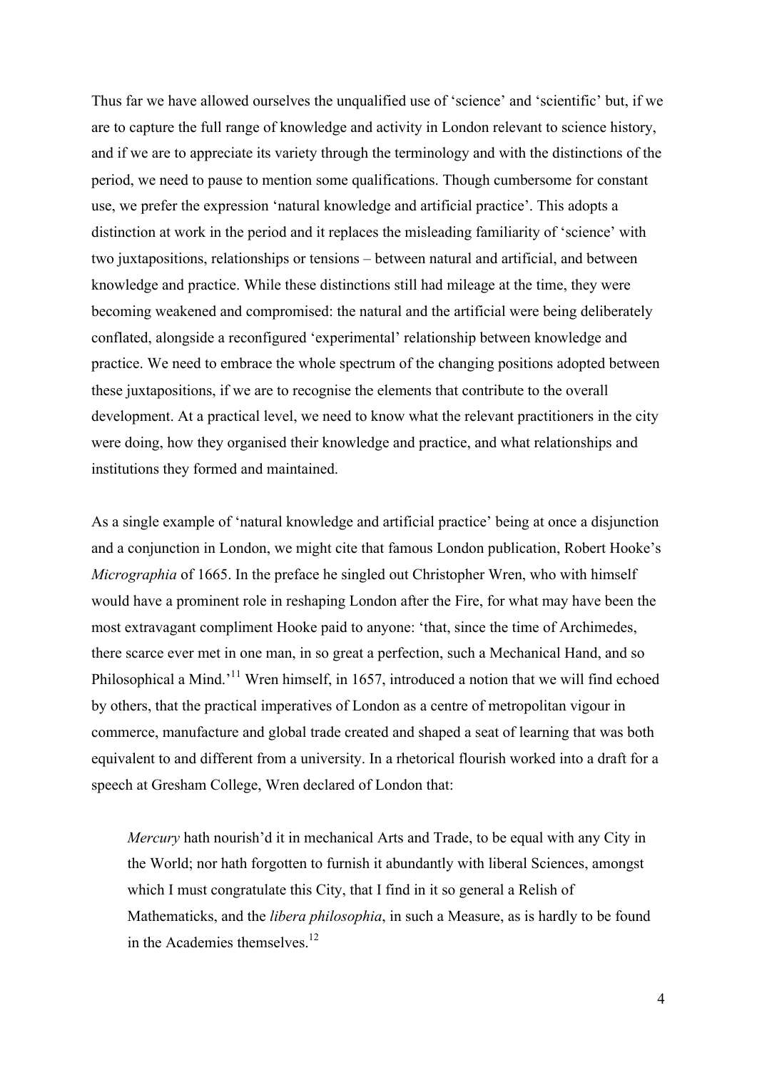Thus far we have allowed ourselves the unqualified use of 'science' and 'scientific' but, if we are to capture the full range of knowledge and activity in London relevant to science history, and if we are to appreciate its variety through the terminology and with the distinctions of the period, we need to pause to mention some qualifications. Though cumbersome for constant use, we prefer the expression 'natural knowledge and artificial practice'. This adopts a distinction at work in the period and it replaces the misleading familiarity of 'science' with two juxtapositions, relationships or tensions – between natural and artificial, and between knowledge and practice. While these distinctions still had mileage at the time, they were becoming weakened and compromised: the natural and the artificial were being deliberately conflated, alongside a reconfigured 'experimental' relationship between knowledge and practice. We need to embrace the whole spectrum of the changing positions adopted between these juxtapositions, if we are to recognise the elements that contribute to the overall development. At a practical level, we need to know what the relevant practitioners in the city were doing, how they organised their knowledge and practice, and what relationships and institutions they formed and maintained.

As a single example of 'natural knowledge and artificial practice' being at once a disjunction and a conjunction in London, we might cite that famous London publication, Robert Hooke's *Micrographia* of 1665. In the preface he singled out Christopher Wren, who with himself would have a prominent role in reshaping London after the Fire, for what may have been the most extravagant compliment Hooke paid to anyone: 'that, since the time of Archimedes, there scarce ever met in one man, in so great a perfection, such a Mechanical Hand, and so Philosophical a Mind.'[11] Wren himself, in 1657, introduced a notion that we will find echoed by others, that the practical imperatives of London as a centre of metropolitan vigour in commerce, manufacture and global trade created and shaped a seat of learning that was both equivalent to and different from a university. In a rhetorical flourish worked into a draft for a speech at Gresham College, Wren declared of London that:

> *Mercury* hath nourish'd it in mechanical Arts and Trade, to be equal with any City in the World; nor hath forgotten to furnish it abundantly with liberal Sciences, amongst which I must congratulate this City, that I find in it so general a Relish of Mathematicks, and the *libera philosophia*, in such a Measure, as is hardly to be found in the Academies themselves.[12]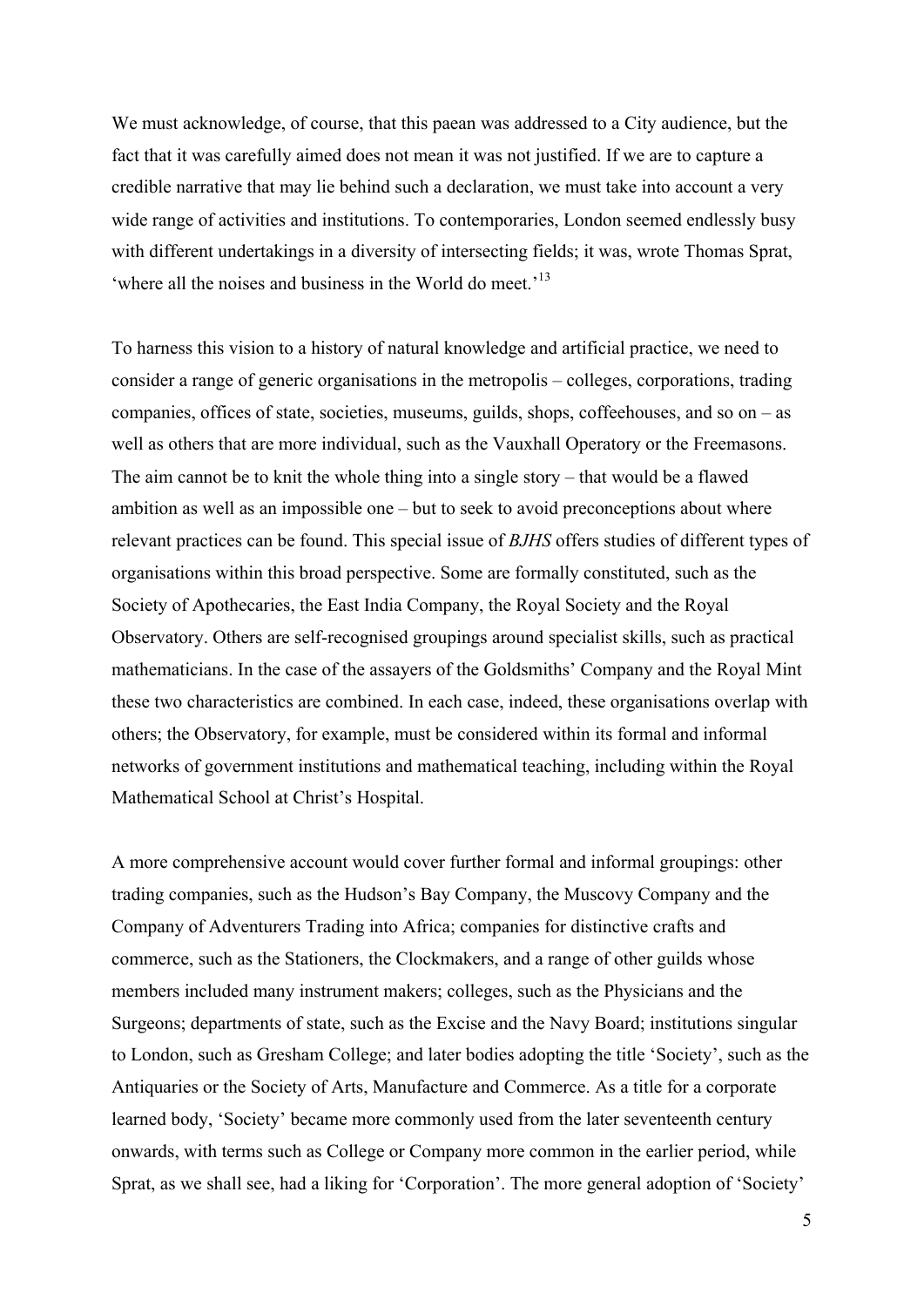We must acknowledge, of course, that this paean was addressed to a City audience, but the fact that it was carefully aimed does not mean it was not justified. If we are to capture a credible narrative that may lie behind such a declaration, we must take into account a very wide range of activities and institutions. To contemporaries, London seemed endlessly busy with different undertakings in a diversity of intersecting fields; it was, wrote Thomas Sprat, 'where all the noises and business in the World do meet.'[13]

To harness this vision to a history of natural knowledge and artificial practice, we need to consider a range of generic organisations in the metropolis – colleges, corporations, trading companies, offices of state, societies, museums, guilds, shops, coffeehouses, and so on – as well as others that are more individual, such as the Vauxhall Operatory or the Freemasons. The aim cannot be to knit the whole thing into a single story – that would be a flawed ambition as well as an impossible one – but to seek to avoid preconceptions about where relevant practices can be found. This special issue of *BJHS* offers studies of different types of organisations within this broad perspective. Some are formally constituted, such as the Society of Apothecaries, the East India Company, the Royal Society and the Royal Observatory. Others are self-recognised groupings around specialist skills, such as practical mathematicians. In the case of the assayers of the Goldsmiths' Company and the Royal Mint these two characteristics are combined. In each case, indeed, these organisations overlap with others; the Observatory, for example, must be considered within its formal and informal networks of government institutions and mathematical teaching, including within the Royal Mathematical School at Christ's Hospital.

A more comprehensive account would cover further formal and informal groupings: other trading companies, such as the Hudson's Bay Company, the Muscovy Company and the Company of Adventurers Trading into Africa; companies for distinctive crafts and commerce, such as the Stationers, the Clockmakers, and a range of other guilds whose members included many instrument makers; colleges, such as the Physicians and the Surgeons; departments of state, such as the Excise and the Navy Board; institutions singular to London, such as Gresham College; and later bodies adopting the title 'Society', such as the Antiquaries or the Society of Arts, Manufacture and Commerce. As a title for a corporate learned body, 'Society' became more commonly used from the later seventeenth century onwards, with terms such as College or Company more common in the earlier period, while Sprat, as we shall see, had a liking for 'Corporation'. The more general adoption of 'Society'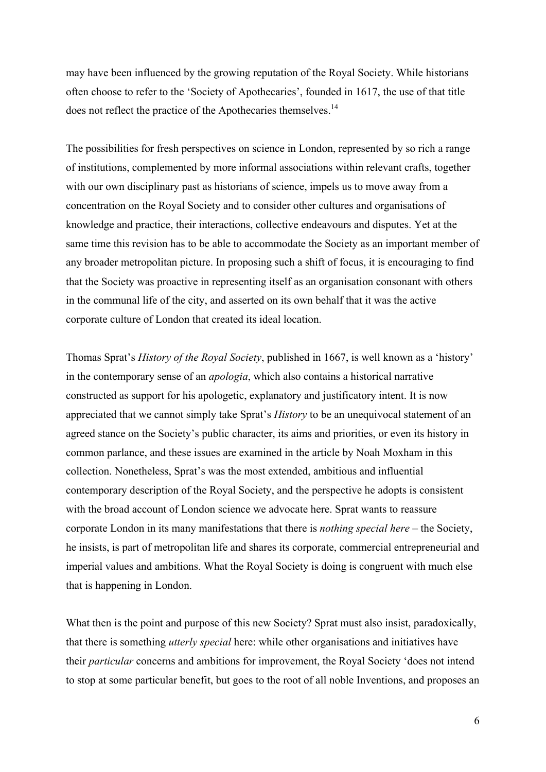may have been influenced by the growing reputation of the Royal Society. While historians often choose to refer to the 'Society of Apothecaries', founded in 1617, the use of that title does not reflect the practice of the Apothecaries themselves.[14]

The possibilities for fresh perspectives on science in London, represented by so rich a range of institutions, complemented by more informal associations within relevant crafts, together with our own disciplinary past as historians of science, impels us to move away from a concentration on the Royal Society and to consider other cultures and organisations of knowledge and practice, their interactions, collective endeavours and disputes. Yet at the same time this revision has to be able to accommodate the Society as an important member of any broader metropolitan picture. In proposing such a shift of focus, it is encouraging to find that the Society was proactive in representing itself as an organisation consonant with others in the communal life of the city, and asserted on its own behalf that it was the active corporate culture of London that created its ideal location.

Thomas Sprat's *History of the Royal Society*, published in 1667, is well known as a 'history' in the contemporary sense of an *apologia*, which also contains a historical narrative constructed as support for his apologetic, explanatory and justificatory intent. It is now appreciated that we cannot simply take Sprat's *History* to be an unequivocal statement of an agreed stance on the Society's public character, its aims and priorities, or even its history in common parlance, and these issues are examined in the article by Noah Moxham in this collection. Nonetheless, Sprat's was the most extended, ambitious and influential contemporary description of the Royal Society, and the perspective he adopts is consistent with the broad account of London science we advocate here. Sprat wants to reassure corporate London in its many manifestations that there is *nothing special here* – the Society, he insists, is part of metropolitan life and shares its corporate, commercial entrepreneurial and imperial values and ambitions. What the Royal Society is doing is congruent with much else that is happening in London.

What then is the point and purpose of this new Society? Sprat must also insist, paradoxically, that there is something *utterly special* here: while other organisations and initiatives have their *particular* concerns and ambitions for improvement, the Royal Society 'does not intend to stop at some particular benefit, but goes to the root of all noble Inventions, and proposes an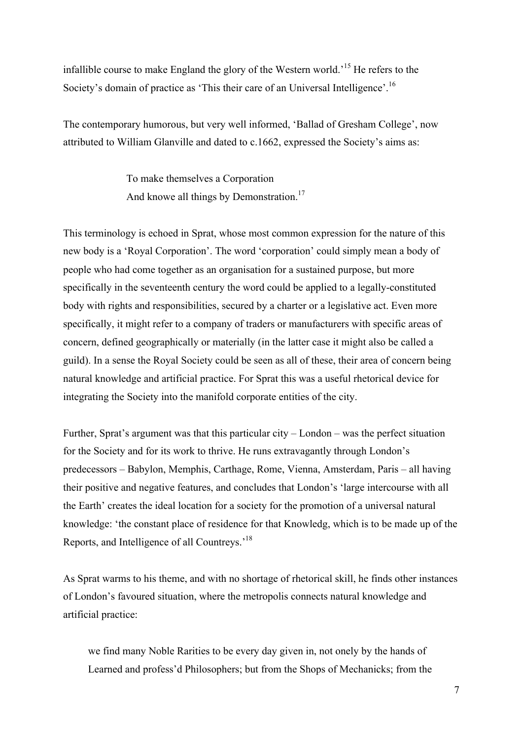infallible course to make England the glory of the Western world.'[15] He refers to the Society's domain of practice as 'This their care of an Universal Intelligence'.[16]

The contemporary humorous, but very well informed, 'Ballad of Gresham College', now attributed to William Glanville and dated to c.1662, expressed the Society's aims as:

> To make themselves a Corporation
> And knowe all things by Demonstration.[17]

This terminology is echoed in Sprat, whose most common expression for the nature of this new body is a 'Royal Corporation'. The word 'corporation' could simply mean a body of people who had come together as an organisation for a sustained purpose, but more specifically in the seventeenth century the word could be applied to a legally-constituted body with rights and responsibilities, secured by a charter or a legislative act. Even more specifically, it might refer to a company of traders or manufacturers with specific areas of concern, defined geographically or materially (in the latter case it might also be called a guild). In a sense the Royal Society could be seen as all of these, their area of concern being natural knowledge and artificial practice. For Sprat this was a useful rhetorical device for integrating the Society into the manifold corporate entities of the city.

Further, Sprat's argument was that this particular city – London – was the perfect situation for the Society and for its work to thrive. He runs extravagantly through London's predecessors – Babylon, Memphis, Carthage, Rome, Vienna, Amsterdam, Paris – all having their positive and negative features, and concludes that London's 'large intercourse with all the Earth' creates the ideal location for a society for the promotion of a universal natural knowledge: 'the constant place of residence for that Knowledg, which is to be made up of the Reports, and Intelligence of all Countreys.'[18]

As Sprat warms to his theme, and with no shortage of rhetorical skill, he finds other instances of London's favoured situation, where the metropolis connects natural knowledge and artificial practice:

> we find many Noble Rarities to be every day given in, not onely by the hands of Learned and profess'd Philosophers; but from the Shops of Mechanicks; from the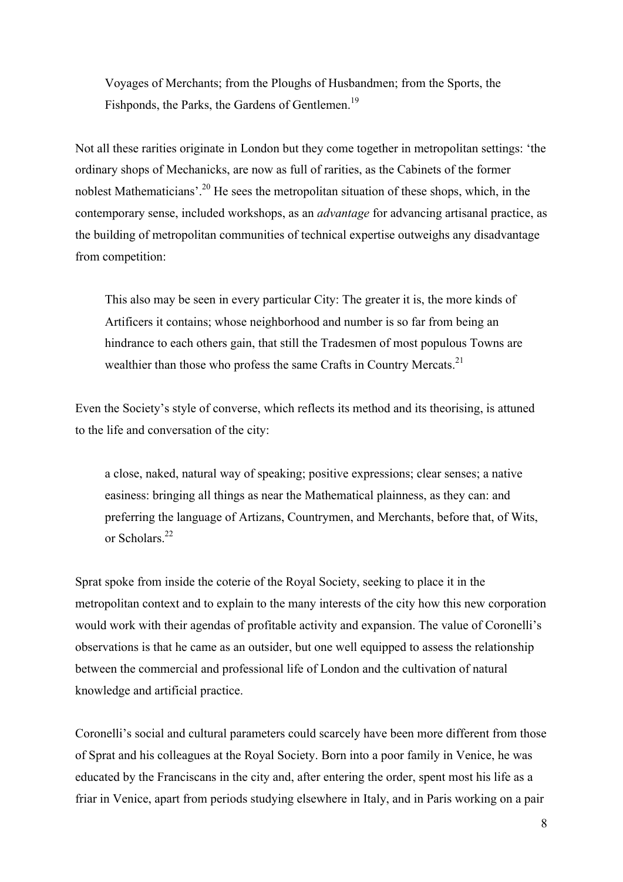> Voyages of Merchants; from the Ploughs of Husbandmen; from the Sports, the Fishponds, the Parks, the Gardens of Gentlemen.[19]

Not all these rarities originate in London but they come together in metropolitan settings: 'the ordinary shops of Mechanicks, are now as full of rarities, as the Cabinets of the former noblest Mathematicians'.[20] He sees the metropolitan situation of these shops, which, in the contemporary sense, included workshops, as an *advantage* for advancing artisanal practice, as the building of metropolitan communities of technical expertise outweighs any disadvantage from competition:

> This also may be seen in every particular City: The greater it is, the more kinds of Artificers it contains; whose neighborhood and number is so far from being an hindrance to each others gain, that still the Tradesmen of most populous Towns are wealthier than those who profess the same Crafts in Country Mercats.[21]

Even the Society's style of converse, which reflects its method and its theorising, is attuned to the life and conversation of the city:

> a close, naked, natural way of speaking; positive expressions; clear senses; a native easiness: bringing all things as near the Mathematical plainness, as they can: and preferring the language of Artizans, Countrymen, and Merchants, before that, of Wits, or Scholars.[22]

Sprat spoke from inside the coterie of the Royal Society, seeking to place it in the metropolitan context and to explain to the many interests of the city how this new corporation would work with their agendas of profitable activity and expansion. The value of Coronelli's observations is that he came as an outsider, but one well equipped to assess the relationship between the commercial and professional life of London and the cultivation of natural knowledge and artificial practice.

Coronelli's social and cultural parameters could scarcely have been more different from those of Sprat and his colleagues at the Royal Society. Born into a poor family in Venice, he was educated by the Franciscans in the city and, after entering the order, spent most his life as a friar in Venice, apart from periods studying elsewhere in Italy, and in Paris working on a pair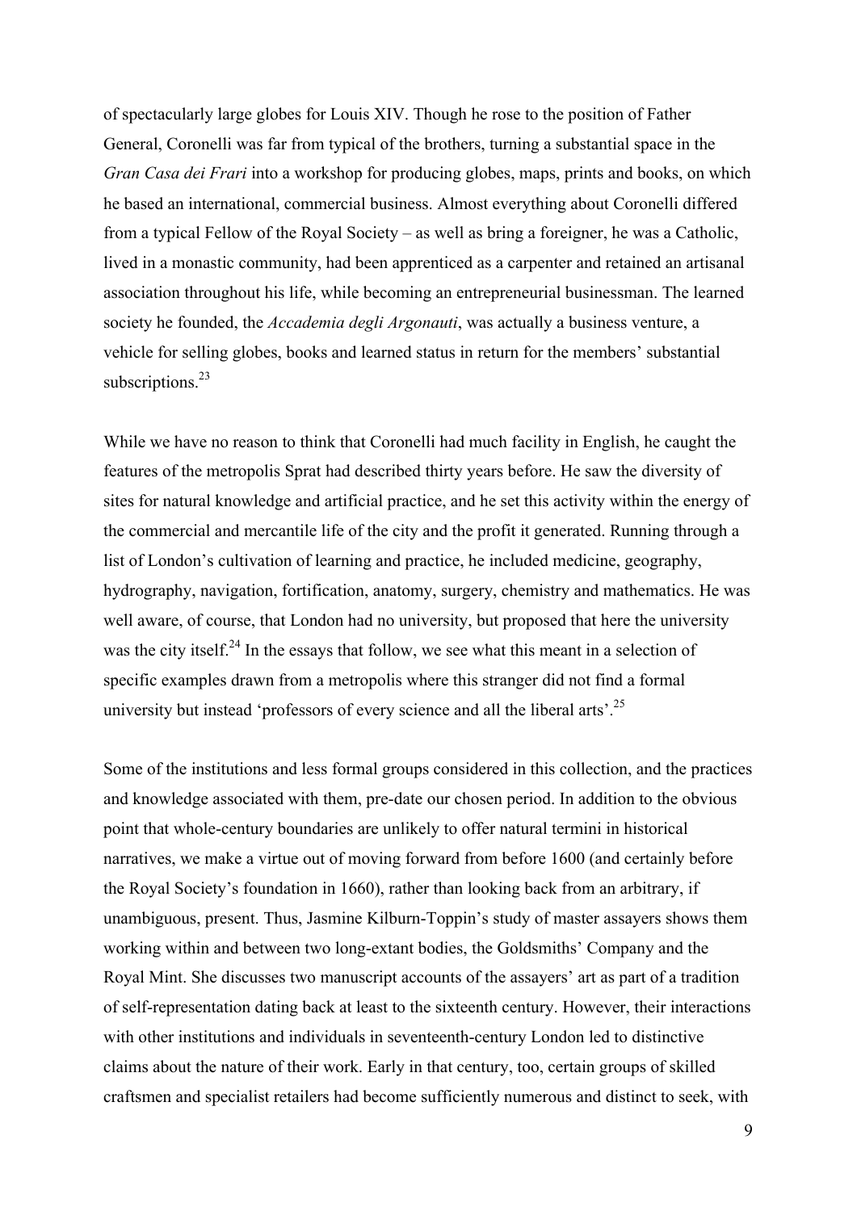of spectacularly large globes for Louis XIV. Though he rose to the position of Father General, Coronelli was far from typical of the brothers, turning a substantial space in the *Gran Casa dei Frari* into a workshop for producing globes, maps, prints and books, on which he based an international, commercial business. Almost everything about Coronelli differed from a typical Fellow of the Royal Society – as well as bring a foreigner, he was a Catholic, lived in a monastic community, had been apprenticed as a carpenter and retained an artisanal association throughout his life, while becoming an entrepreneurial businessman. The learned society he founded, the *Accademia degli Argonauti*, was actually a business venture, a vehicle for selling globes, books and learned status in return for the members' substantial subscriptions.[23]

While we have no reason to think that Coronelli had much facility in English, he caught the features of the metropolis Sprat had described thirty years before. He saw the diversity of sites for natural knowledge and artificial practice, and he set this activity within the energy of the commercial and mercantile life of the city and the profit it generated. Running through a list of London's cultivation of learning and practice, he included medicine, geography, hydrography, navigation, fortification, anatomy, surgery, chemistry and mathematics. He was well aware, of course, that London had no university, but proposed that here the university was the city itself.[24] In the essays that follow, we see what this meant in a selection of specific examples drawn from a metropolis where this stranger did not find a formal university but instead 'professors of every science and all the liberal arts'.[25]

Some of the institutions and less formal groups considered in this collection, and the practices and knowledge associated with them, pre-date our chosen period. In addition to the obvious point that whole-century boundaries are unlikely to offer natural termini in historical narratives, we make a virtue out of moving forward from before 1600 (and certainly before the Royal Society's foundation in 1660), rather than looking back from an arbitrary, if unambiguous, present. Thus, Jasmine Kilburn-Toppin's study of master assayers shows them working within and between two long-extant bodies, the Goldsmiths' Company and the Royal Mint. She discusses two manuscript accounts of the assayers' art as part of a tradition of self-representation dating back at least to the sixteenth century. However, their interactions with other institutions and individuals in seventeenth-century London led to distinctive claims about the nature of their work. Early in that century, too, certain groups of skilled craftsmen and specialist retailers had become sufficiently numerous and distinct to seek, with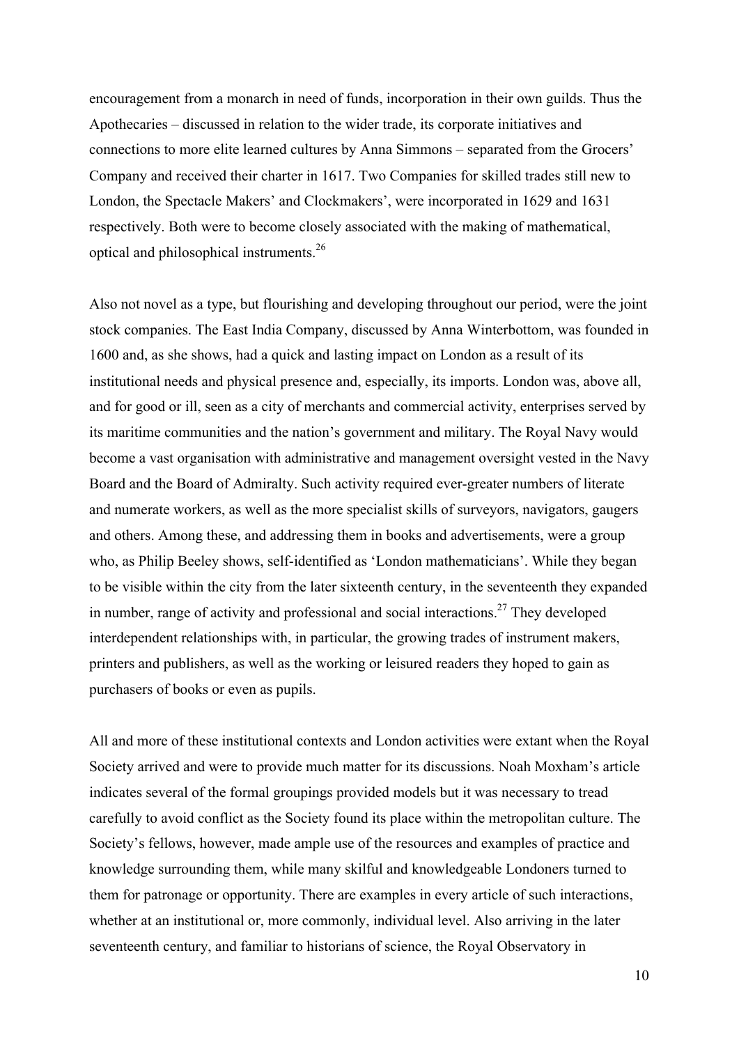encouragement from a monarch in need of funds, incorporation in their own guilds. Thus the Apothecaries – discussed in relation to the wider trade, its corporate initiatives and connections to more elite learned cultures by Anna Simmons – separated from the Grocers' Company and received their charter in 1617. Two Companies for skilled trades still new to London, the Spectacle Makers' and Clockmakers', were incorporated in 1629 and 1631 respectively. Both were to become closely associated with the making of mathematical, optical and philosophical instruments.[26]

Also not novel as a type, but flourishing and developing throughout our period, were the joint stock companies. The East India Company, discussed by Anna Winterbottom, was founded in 1600 and, as she shows, had a quick and lasting impact on London as a result of its institutional needs and physical presence and, especially, its imports. London was, above all, and for good or ill, seen as a city of merchants and commercial activity, enterprises served by its maritime communities and the nation's government and military. The Royal Navy would become a vast organisation with administrative and management oversight vested in the Navy Board and the Board of Admiralty. Such activity required ever-greater numbers of literate and numerate workers, as well as the more specialist skills of surveyors, navigators, gaugers and others. Among these, and addressing them in books and advertisements, were a group who, as Philip Beeley shows, self-identified as 'London mathematicians'. While they began to be visible within the city from the later sixteenth century, in the seventeenth they expanded in number, range of activity and professional and social interactions.[27] They developed interdependent relationships with, in particular, the growing trades of instrument makers, printers and publishers, as well as the working or leisured readers they hoped to gain as purchasers of books or even as pupils.

All and more of these institutional contexts and London activities were extant when the Royal Society arrived and were to provide much matter for its discussions. Noah Moxham's article indicates several of the formal groupings provided models but it was necessary to tread carefully to avoid conflict as the Society found its place within the metropolitan culture. The Society's fellows, however, made ample use of the resources and examples of practice and knowledge surrounding them, while many skilful and knowledgeable Londoners turned to them for patronage or opportunity. There are examples in every article of such interactions, whether at an institutional or, more commonly, individual level. Also arriving in the later seventeenth century, and familiar to historians of science, the Royal Observatory in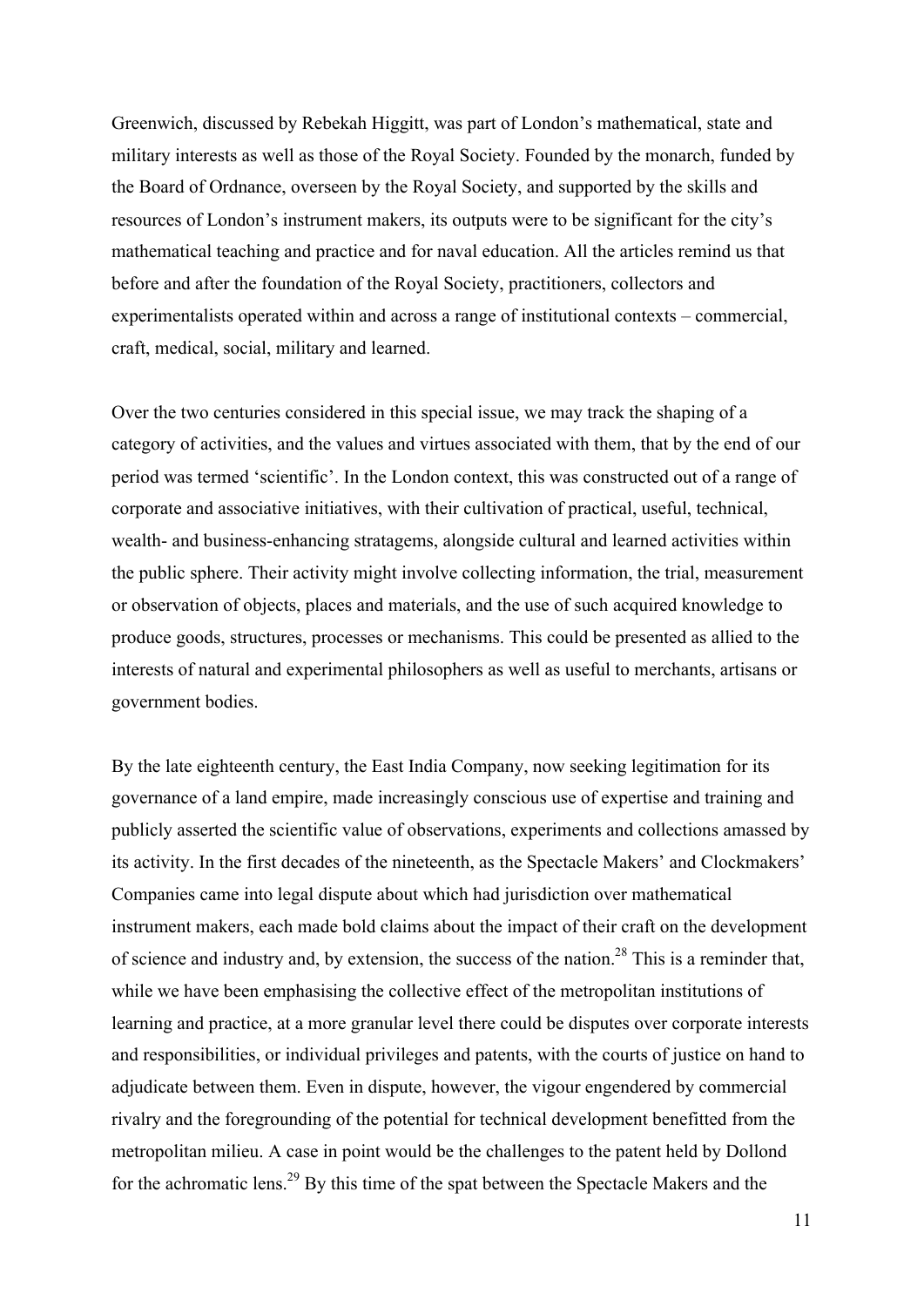Greenwich, discussed by Rebekah Higgitt, was part of London's mathematical, state and military interests as well as those of the Royal Society. Founded by the monarch, funded by the Board of Ordnance, overseen by the Royal Society, and supported by the skills and resources of London's instrument makers, its outputs were to be significant for the city's mathematical teaching and practice and for naval education. All the articles remind us that before and after the foundation of the Royal Society, practitioners, collectors and experimentalists operated within and across a range of institutional contexts – commercial, craft, medical, social, military and learned.

Over the two centuries considered in this special issue, we may track the shaping of a category of activities, and the values and virtues associated with them, that by the end of our period was termed 'scientific'. In the London context, this was constructed out of a range of corporate and associative initiatives, with their cultivation of practical, useful, technical, wealth- and business-enhancing stratagems, alongside cultural and learned activities within the public sphere. Their activity might involve collecting information, the trial, measurement or observation of objects, places and materials, and the use of such acquired knowledge to produce goods, structures, processes or mechanisms. This could be presented as allied to the interests of natural and experimental philosophers as well as useful to merchants, artisans or government bodies.

By the late eighteenth century, the East India Company, now seeking legitimation for its governance of a land empire, made increasingly conscious use of expertise and training and publicly asserted the scientific value of observations, experiments and collections amassed by its activity. In the first decades of the nineteenth, as the Spectacle Makers' and Clockmakers' Companies came into legal dispute about which had jurisdiction over mathematical instrument makers, each made bold claims about the impact of their craft on the development of science and industry and, by extension, the success of the nation.[28] This is a reminder that, while we have been emphasising the collective effect of the metropolitan institutions of learning and practice, at a more granular level there could be disputes over corporate interests and responsibilities, or individual privileges and patents, with the courts of justice on hand to adjudicate between them. Even in dispute, however, the vigour engendered by commercial rivalry and the foregrounding of the potential for technical development benefitted from the metropolitan milieu. A case in point would be the challenges to the patent held by Dollond for the achromatic lens.[29] By this time of the spat between the Spectacle Makers and the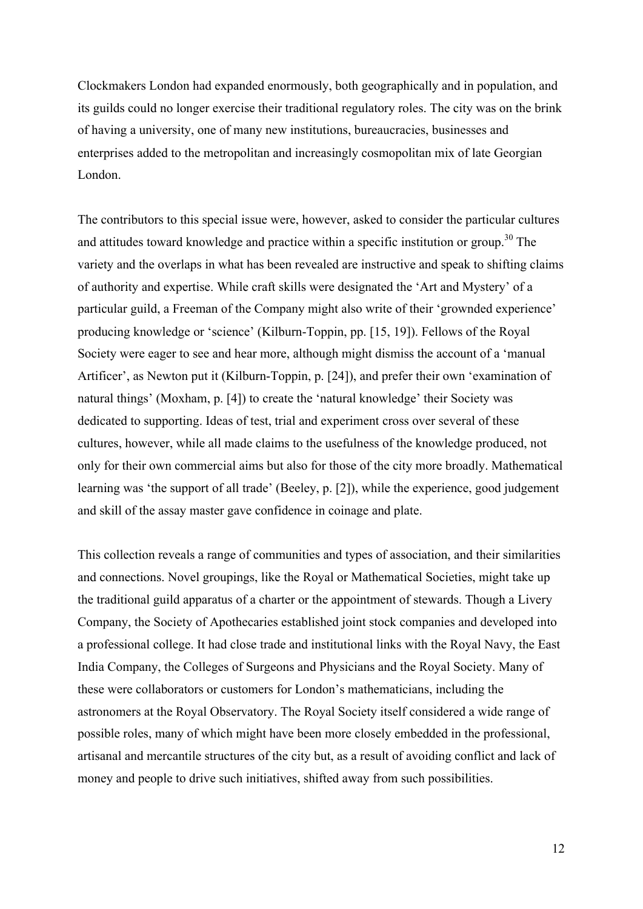Clockmakers London had expanded enormously, both geographically and in population, and its guilds could no longer exercise their traditional regulatory roles. The city was on the brink of having a university, one of many new institutions, bureaucracies, businesses and enterprises added to the metropolitan and increasingly cosmopolitan mix of late Georgian London.

The contributors to this special issue were, however, asked to consider the particular cultures and attitudes toward knowledge and practice within a specific institution or group.[30] The variety and the overlaps in what has been revealed are instructive and speak to shifting claims of authority and expertise. While craft skills were designated the 'Art and Mystery' of a particular guild, a Freeman of the Company might also write of their 'grownded experience' producing knowledge or 'science' (Kilburn-Toppin, pp. [15, 19]). Fellows of the Royal Society were eager to see and hear more, although might dismiss the account of a 'manual Artificer', as Newton put it (Kilburn-Toppin, p. [24]), and prefer their own 'examination of natural things' (Moxham, p. [4]) to create the 'natural knowledge' their Society was dedicated to supporting. Ideas of test, trial and experiment cross over several of these cultures, however, while all made claims to the usefulness of the knowledge produced, not only for their own commercial aims but also for those of the city more broadly. Mathematical learning was 'the support of all trade' (Beeley, p. [2]), while the experience, good judgement and skill of the assay master gave confidence in coinage and plate.

This collection reveals a range of communities and types of association, and their similarities and connections. Novel groupings, like the Royal or Mathematical Societies, might take up the traditional guild apparatus of a charter or the appointment of stewards. Though a Livery Company, the Society of Apothecaries established joint stock companies and developed into a professional college. It had close trade and institutional links with the Royal Navy, the East India Company, the Colleges of Surgeons and Physicians and the Royal Society. Many of these were collaborators or customers for London's mathematicians, including the astronomers at the Royal Observatory. The Royal Society itself considered a wide range of possible roles, many of which might have been more closely embedded in the professional, artisanal and mercantile structures of the city but, as a result of avoiding conflict and lack of money and people to drive such initiatives, shifted away from such possibilities.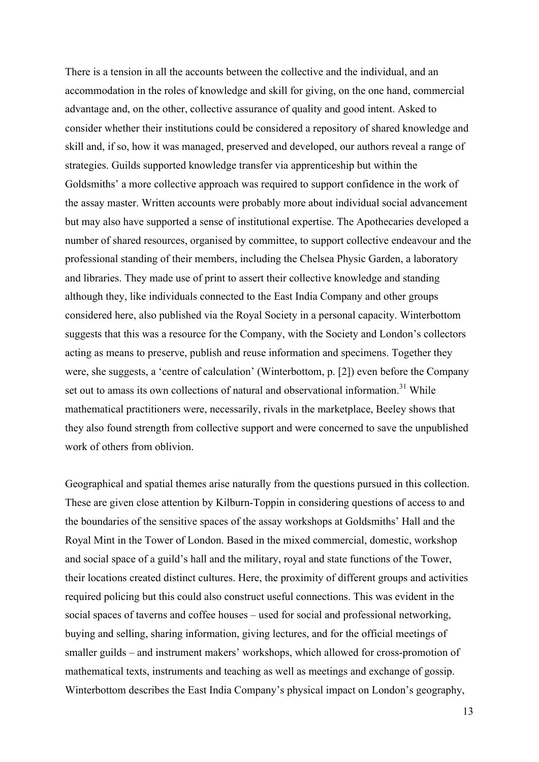There is a tension in all the accounts between the collective and the individual, and an accommodation in the roles of knowledge and skill for giving, on the one hand, commercial advantage and, on the other, collective assurance of quality and good intent. Asked to consider whether their institutions could be considered a repository of shared knowledge and skill and, if so, how it was managed, preserved and developed, our authors reveal a range of strategies. Guilds supported knowledge transfer via apprenticeship but within the Goldsmiths' a more collective approach was required to support confidence in the work of the assay master. Written accounts were probably more about individual social advancement but may also have supported a sense of institutional expertise. The Apothecaries developed a number of shared resources, organised by committee, to support collective endeavour and the professional standing of their members, including the Chelsea Physic Garden, a laboratory and libraries. They made use of print to assert their collective knowledge and standing although they, like individuals connected to the East India Company and other groups considered here, also published via the Royal Society in a personal capacity. Winterbottom suggests that this was a resource for the Company, with the Society and London's collectors acting as means to preserve, publish and reuse information and specimens. Together they were, she suggests, a 'centre of calculation' (Winterbottom, p. [2]) even before the Company set out to amass its own collections of natural and observational information.[31] While mathematical practitioners were, necessarily, rivals in the marketplace, Beeley shows that they also found strength from collective support and were concerned to save the unpublished work of others from oblivion.

Geographical and spatial themes arise naturally from the questions pursued in this collection. These are given close attention by Kilburn-Toppin in considering questions of access to and the boundaries of the sensitive spaces of the assay workshops at Goldsmiths' Hall and the Royal Mint in the Tower of London. Based in the mixed commercial, domestic, workshop and social space of a guild's hall and the military, royal and state functions of the Tower, their locations created distinct cultures. Here, the proximity of different groups and activities required policing but this could also construct useful connections. This was evident in the social spaces of taverns and coffee houses – used for social and professional networking, buying and selling, sharing information, giving lectures, and for the official meetings of smaller guilds – and instrument makers' workshops, which allowed for cross-promotion of mathematical texts, instruments and teaching as well as meetings and exchange of gossip. Winterbottom describes the East India Company's physical impact on London's geography,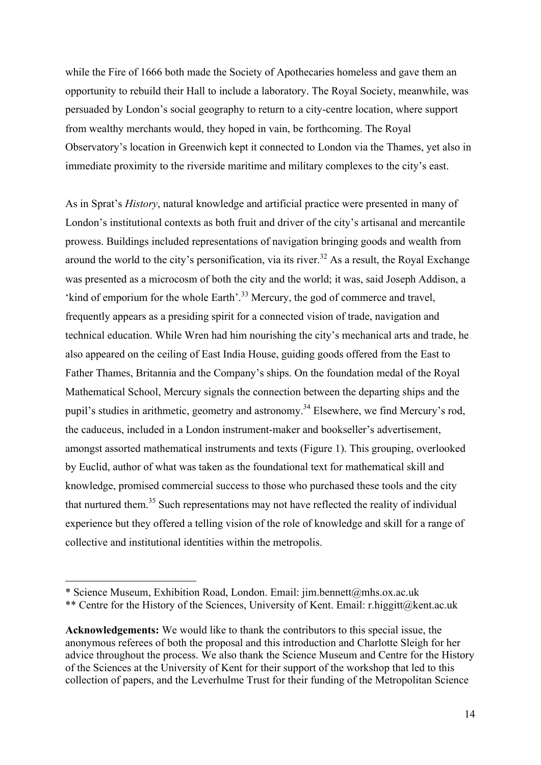while the Fire of 1666 both made the Society of Apothecaries homeless and gave them an opportunity to rebuild their Hall to include a laboratory. The Royal Society, meanwhile, was persuaded by London's social geography to return to a city-centre location, where support from wealthy merchants would, they hoped in vain, be forthcoming. The Royal Observatory's location in Greenwich kept it connected to London via the Thames, yet also in immediate proximity to the riverside maritime and military complexes to the city's east.

As in Sprat's *History*, natural knowledge and artificial practice were presented in many of London's institutional contexts as both fruit and driver of the city's artisanal and mercantile prowess. Buildings included representations of navigation bringing goods and wealth from around the world to the city's personification, via its river.[32] As a result, the Royal Exchange was presented as a microcosm of both the city and the world; it was, said Joseph Addison, a 'kind of emporium for the whole Earth'.[33] Mercury, the god of commerce and travel, frequently appears as a presiding spirit for a connected vision of trade, navigation and technical education. While Wren had him nourishing the city's mechanical arts and trade, he also appeared on the ceiling of East India House, guiding goods offered from the East to Father Thames, Britannia and the Company's ships. On the foundation medal of the Royal Mathematical School, Mercury signals the connection between the departing ships and the pupil's studies in arithmetic, geometry and astronomy.[34] Elsewhere, we find Mercury's rod, the caduceus, included in a London instrument-maker and bookseller's advertisement, amongst assorted mathematical instruments and texts (Figure 1). This grouping, overlooked by Euclid, author of what was taken as the foundational text for mathematical skill and knowledge, promised commercial success to those who purchased these tools and the city that nurtured them.[35] Such representations may not have reflected the reality of individual experience but they offered a telling vision of the role of knowledge and skill for a range of collective and institutional identities within the metropolis.

---

\* Science Museum, Exhibition Road, London. Email: jim.bennett@mhs.ox.ac.uk

\*\* Centre for the History of the Sciences, University of Kent. Email: r.higgitt@kent.ac.uk

**Acknowledgements:** We would like to thank the contributors to this special issue, the anonymous referees of both the proposal and this introduction and Charlotte Sleigh for her advice throughout the process. We also thank the Science Museum and Centre for the History of the Sciences at the University of Kent for their support of the workshop that led to this collection of papers, and the Leverhulme Trust for their funding of the Metropolitan Science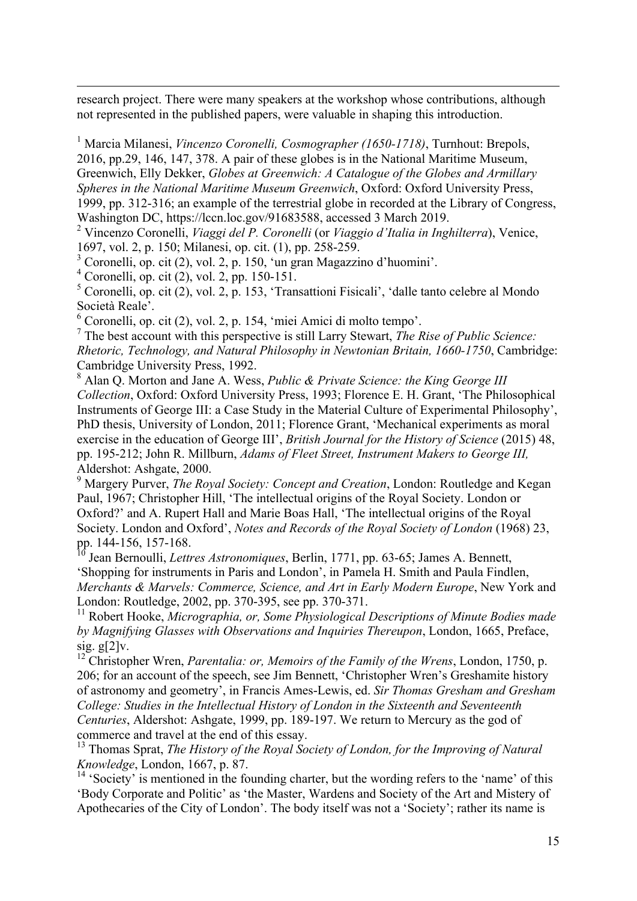research project. There were many speakers at the workshop whose contributions, although not represented in the published papers, were valuable in shaping this introduction.

[1] Marcia Milanesi, *Vincenzo Coronelli, Cosmographer (1650-1718)*, Turnhout: Brepols, 2016, pp.29, 146, 147, 378. A pair of these globes is in the National Maritime Museum, Greenwich, Elly Dekker, *Globes at Greenwich: A Catalogue of the Globes and Armillary Spheres in the National Maritime Museum Greenwich*, Oxford: Oxford University Press, 1999, pp. 312-316; an example of the terrestrial globe in recorded at the Library of Congress, Washington DC, https://lccn.loc.gov/91683588, accessed 3 March 2019.

[2] Vincenzo Coronelli, *Viaggi del P. Coronelli* (or *Viaggio d'Italia in Inghilterra*), Venice, 1697, vol. 2, p. 150; Milanesi, op. cit. (1), pp. 258-259.

[3] Coronelli, op. cit (2), vol. 2, p. 150, 'un gran Magazzino d'huomini'.

[4] Coronelli, op. cit (2), vol. 2, pp. 150-151.

[5] Coronelli, op. cit (2), vol. 2, p. 153, 'Transattioni Fisicali', 'dalle tanto celebre al Mondo Società Reale'.

[6] Coronelli, op. cit (2), vol. 2, p. 154, 'miei Amici di molto tempo'.

[7] The best account with this perspective is still Larry Stewart, *The Rise of Public Science: Rhetoric, Technology, and Natural Philosophy in Newtonian Britain, 1660-1750*, Cambridge: Cambridge University Press, 1992.

[8] Alan Q. Morton and Jane A. Wess, *Public & Private Science: the King George III Collection*, Oxford: Oxford University Press, 1993; Florence E. H. Grant, 'The Philosophical Instruments of George III: a Case Study in the Material Culture of Experimental Philosophy', PhD thesis, University of London, 2011; Florence Grant, 'Mechanical experiments as moral exercise in the education of George III', *British Journal for the History of Science* (2015) 48, pp. 195-212; John R. Millburn, *Adams of Fleet Street, Instrument Makers to George III,* Aldershot: Ashgate, 2000.

[9] Margery Purver, *The Royal Society: Concept and Creation*, London: Routledge and Kegan Paul, 1967; Christopher Hill, 'The intellectual origins of the Royal Society. London or Oxford?' and A. Rupert Hall and Marie Boas Hall, 'The intellectual origins of the Royal Society. London and Oxford', *Notes and Records of the Royal Society of London* (1968) 23, pp. 144-156, 157-168.

[10] Jean Bernoulli, *Lettres Astronomiques*, Berlin, 1771, pp. 63-65; James A. Bennett, 'Shopping for instruments in Paris and London', in Pamela H. Smith and Paula Findlen, *Merchants & Marvels: Commerce, Science, and Art in Early Modern Europe*, New York and London: Routledge, 2002, pp. 370-395, see pp. 370-371.

[11] Robert Hooke, *Micrographia, or, Some Physiological Descriptions of Minute Bodies made by Magnifying Glasses with Observations and Inquiries Thereupon*, London, 1665, Preface, sig. g[2]v.

[12] Christopher Wren, *Parentalia: or, Memoirs of the Family of the Wrens*, London, 1750, p. 206; for an account of the speech, see Jim Bennett, 'Christopher Wren's Greshamite history of astronomy and geometry', in Francis Ames-Lewis, ed. *Sir Thomas Gresham and Gresham College: Studies in the Intellectual History of London in the Sixteenth and Seventeenth Centuries*, Aldershot: Ashgate, 1999, pp. 189-197. We return to Mercury as the god of commerce and travel at the end of this essay.

[13] Thomas Sprat, *The History of the Royal Society of London, for the Improving of Natural Knowledge*, London, 1667, p. 87.

[14] 'Society' is mentioned in the founding charter, but the wording refers to the 'name' of this 'Body Corporate and Politic' as 'the Master, Wardens and Society of the Art and Mistery of Apothecaries of the City of London'. The body itself was not a 'Society'; rather its name is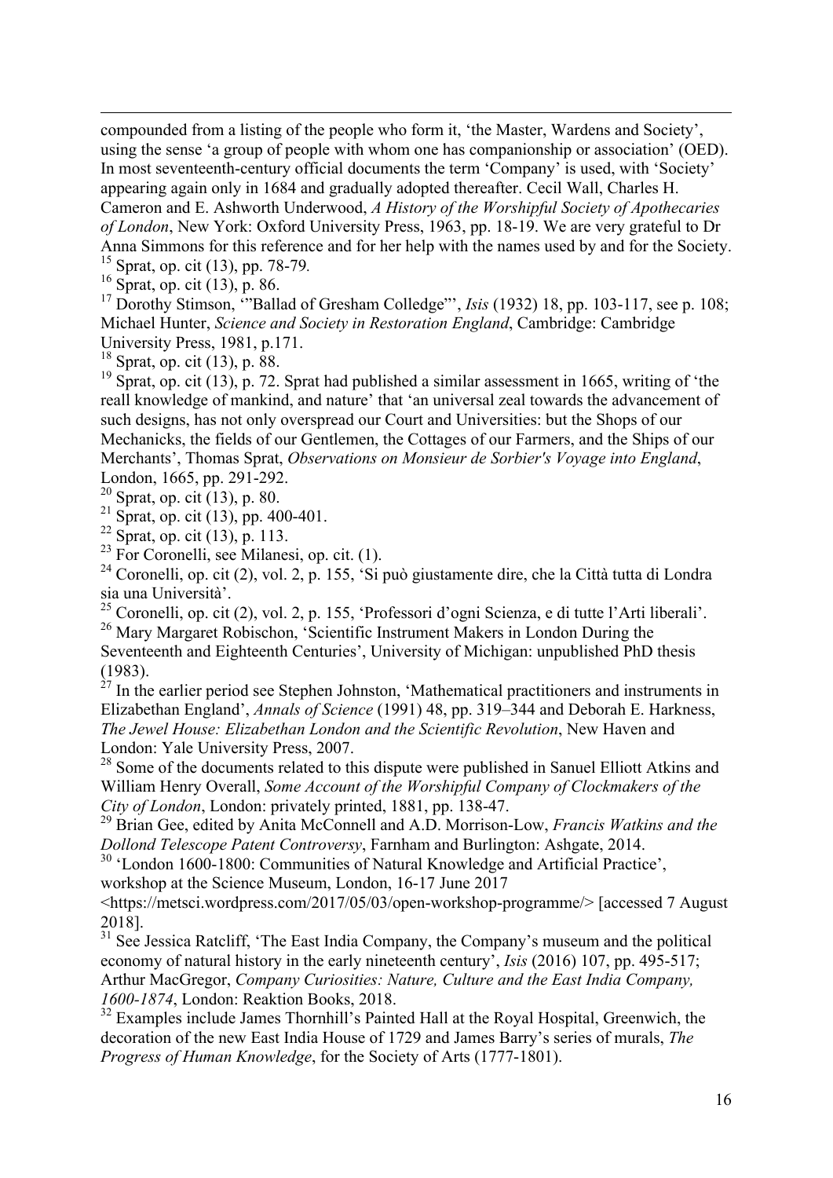compounded from a listing of the people who form it, 'the Master, Wardens and Society', using the sense 'a group of people with whom one has companionship or association' (OED). In most seventeenth-century official documents the term 'Company' is used, with 'Society' appearing again only in 1684 and gradually adopted thereafter. Cecil Wall, Charles H. Cameron and E. Ashworth Underwood, *A History of the Worshipful Society of Apothecaries of London*, New York: Oxford University Press, 1963, pp. 18-19. We are very grateful to Dr Anna Simmons for this reference and for her help with the names used by and for the Society.

[15] Sprat, op. cit (13), pp. 78-79.

[16] Sprat, op. cit (13), p. 86.

[17] Dorothy Stimson, '"Ballad of Gresham Colledge"', *Isis* (1932) 18, pp. 103-117, see p. 108; Michael Hunter, *Science and Society in Restoration England*, Cambridge: Cambridge University Press, 1981, p.171.

[18] Sprat, op. cit (13), p. 88.

[19] Sprat, op. cit (13), p. 72. Sprat had published a similar assessment in 1665, writing of 'the reall knowledge of mankind, and nature' that 'an universal zeal towards the advancement of such designs, has not only overspread our Court and Universities: but the Shops of our Mechanicks, the fields of our Gentlemen, the Cottages of our Farmers, and the Ships of our Merchants', Thomas Sprat, *Observations on Monsieur de Sorbier's Voyage into England*, London, 1665, pp. 291-292.

[20] Sprat, op. cit (13), p. 80.

[21] Sprat, op. cit (13), pp. 400-401.

[22] Sprat, op. cit (13), p. 113.

[23] For Coronelli, see Milanesi, op. cit. (1).

[24] Coronelli, op. cit (2), vol. 2, p. 155, 'Si può giustamente dire, che la Città tutta di Londra sia una Università'.

[25] Coronelli, op. cit (2), vol. 2, p. 155, 'Professori d'ogni Scienza, e di tutte l'Arti liberali'.

[26] Mary Margaret Robischon, 'Scientific Instrument Makers in London During the Seventeenth and Eighteenth Centuries', University of Michigan: unpublished PhD thesis (1983).

[27] In the earlier period see Stephen Johnston, 'Mathematical practitioners and instruments in Elizabethan England', *Annals of Science* (1991) 48, pp. 319–344 and Deborah E. Harkness, *The Jewel House: Elizabethan London and the Scientific Revolution*, New Haven and London: Yale University Press, 2007.

[28] Some of the documents related to this dispute were published in Sanuel Elliott Atkins and William Henry Overall, *Some Account of the Worshipful Company of Clockmakers of the City of London*, London: privately printed, 1881, pp. 138-47.

[29] Brian Gee, edited by Anita McConnell and A.D. Morrison-Low, *Francis Watkins and the Dollond Telescope Patent Controversy*, Farnham and Burlington: Ashgate, 2014.

[30] 'London 1600-1800: Communities of Natural Knowledge and Artificial Practice', workshop at the Science Museum, London, 16-17 June 2017 <https://metsci.wordpress.com/2017/05/03/open-workshop-programme/> [accessed 7 August 2018].

[31] See Jessica Ratcliff, 'The East India Company, the Company's museum and the political economy of natural history in the early nineteenth century', *Isis* (2016) 107, pp. 495-517; Arthur MacGregor, *Company Curiosities: Nature, Culture and the East India Company, 1600-1874*, London: Reaktion Books, 2018.

[32] Examples include James Thornhill's Painted Hall at the Royal Hospital, Greenwich, the decoration of the new East India House of 1729 and James Barry's series of murals, *The Progress of Human Knowledge*, for the Society of Arts (1777-1801).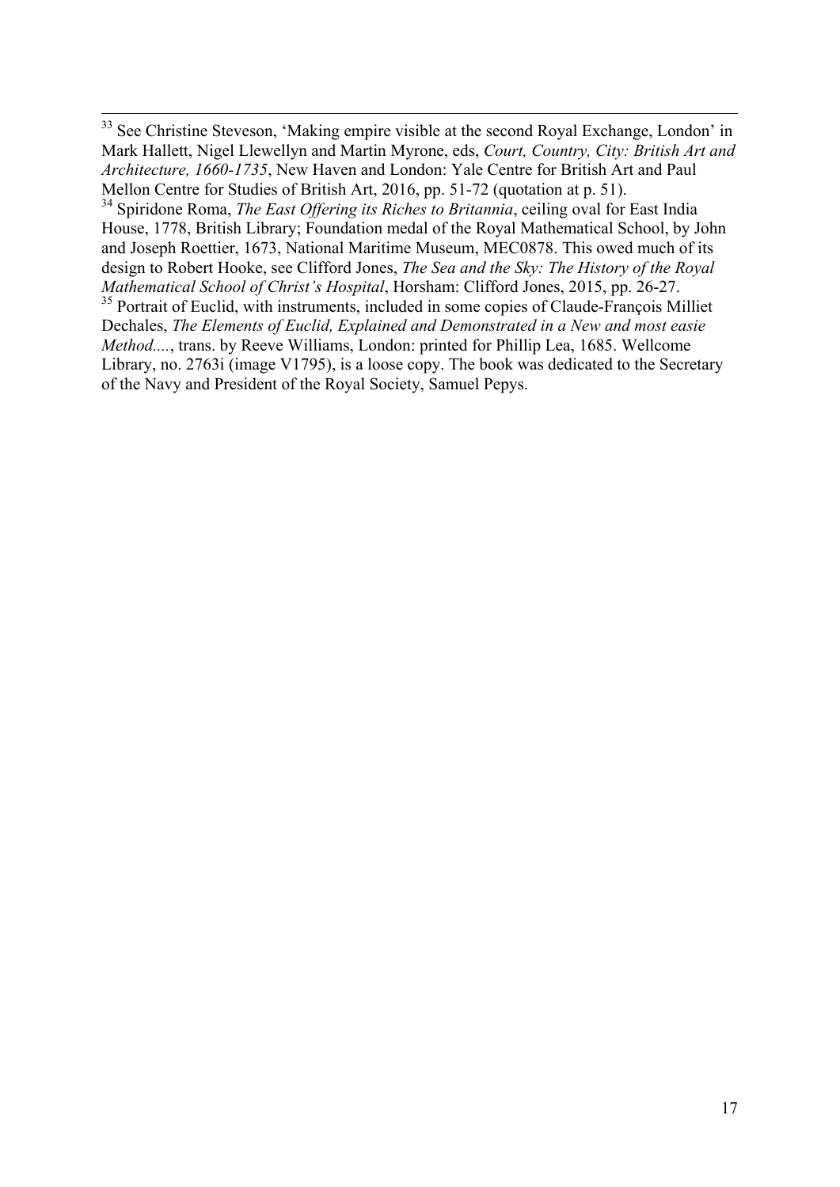[33] See Christine Steveson, 'Making empire visible at the second Royal Exchange, London' in Mark Hallett, Nigel Llewellyn and Martin Myrone, eds, *Court, Country, City: British Art and Architecture, 1660-1735*, New Haven and London: Yale Centre for British Art and Paul Mellon Centre for Studies of British Art, 2016, pp. 51-72 (quotation at p. 51).

[34] Spiridone Roma, *The East Offering its Riches to Britannia*, ceiling oval for East India House, 1778, British Library; Foundation medal of the Royal Mathematical School, by John and Joseph Roettier, 1673, National Maritime Museum, MEC0878. This owed much of its design to Robert Hooke, see Clifford Jones, *The Sea and the Sky: The History of the Royal Mathematical School of Christ's Hospital*, Horsham: Clifford Jones, 2015, pp. 26-27.

[35] Portrait of Euclid, with instruments, included in some copies of Claude-François Milliet Dechales, *The Elements of Euclid, Explained and Demonstrated in a New and most easie Method....*, trans. by Reeve Williams, London: printed for Phillip Lea, 1685. Wellcome Library, no. 2763i (image V1795), is a loose copy. The book was dedicated to the Secretary of the Navy and President of the Royal Society, Samuel Pepys.